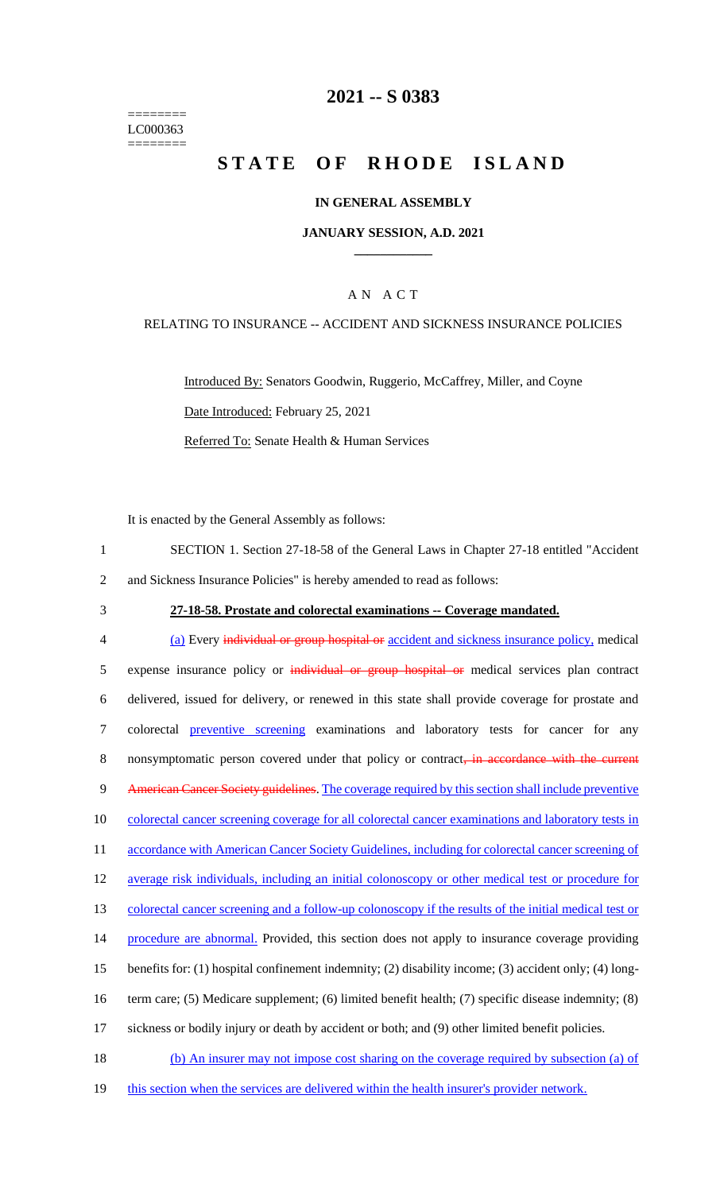========
LC000363
========

# 2021 -- S 0383

# STATE OF RHODE ISLAND

## IN GENERAL ASSEMBLY

### JANUARY SESSION, A.D. 2021

### A N A C T

RELATING TO INSURANCE -- ACCIDENT AND SICKNESS INSURANCE POLICIES

Introduced By: Senators Goodwin, Ruggerio, McCaffrey, Miller, and Coyne

Date Introduced: February 25, 2021

Referred To: Senate Health & Human Services

It is enacted by the General Assembly as follows:

1 SECTION 1. Section 27-18-58 of the General Laws in Chapter 27-18 entitled "Accident
2 and Sickness Insurance Policies" is hereby amended to read as follows:

3 **27-18-58. Prostate and colorectal examinations -- Coverage mandated.**

4 (a) Every ~~individual or group hospital or~~ accident and sickness insurance policy, medical
5 expense insurance policy or ~~individual or group hospital or~~ medical services plan contract
6 delivered, issued for delivery, or renewed in this state shall provide coverage for prostate and
7 colorectal preventive screening examinations and laboratory tests for cancer for any
8 nonsymptomatic person covered under that policy or contract~~, in accordance with the current~~
9 ~~American Cancer Society guidelines~~. The coverage required by this section shall include preventive
10 colorectal cancer screening coverage for all colorectal cancer examinations and laboratory tests in
11 accordance with American Cancer Society Guidelines, including for colorectal cancer screening of
12 average risk individuals, including an initial colonoscopy or other medical test or procedure for
13 colorectal cancer screening and a follow-up colonoscopy if the results of the initial medical test or
14 procedure are abnormal. Provided, this section does not apply to insurance coverage providing
15 benefits for: (1) hospital confinement indemnity; (2) disability income; (3) accident only; (4) long-
16 term care; (5) Medicare supplement; (6) limited benefit health; (7) specific disease indemnity; (8)
17 sickness or bodily injury or death by accident or both; and (9) other limited benefit policies.

18 (b) An insurer may not impose cost sharing on the coverage required by subsection (a) of
19 this section when the services are delivered within the health insurer's provider network.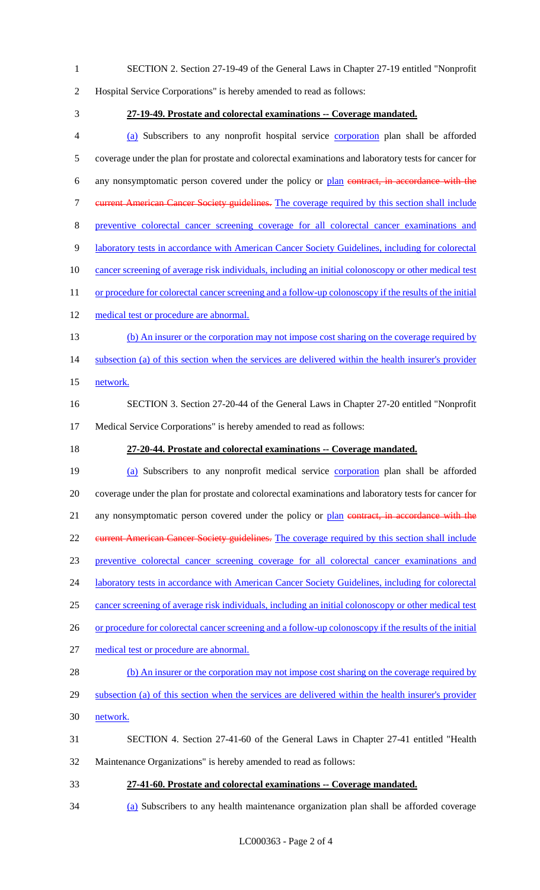SECTION 2. Section 27-19-49 of the General Laws in Chapter 27-19 entitled "Nonprofit Hospital Service Corporations" is hereby amended to read as follows:

**27-19-49. Prostate and colorectal examinations -- Coverage mandated.**

(a) Subscribers to any nonprofit hospital service corporation plan shall be afforded coverage under the plan for prostate and colorectal examinations and laboratory tests for cancer for any nonsymptomatic person covered under the policy or plan ~~contract, in accordance with the current American Cancer Society guidelines.~~ The coverage required by this section shall include preventive colorectal cancer screening coverage for all colorectal cancer examinations and laboratory tests in accordance with American Cancer Society Guidelines, including for colorectal cancer screening of average risk individuals, including an initial colonoscopy or other medical test or procedure for colorectal cancer screening and a follow-up colonoscopy if the results of the initial medical test or procedure are abnormal.

(b) An insurer or the corporation may not impose cost sharing on the coverage required by subsection (a) of this section when the services are delivered within the health insurer's provider network.

SECTION 3. Section 27-20-44 of the General Laws in Chapter 27-20 entitled "Nonprofit Medical Service Corporations" is hereby amended to read as follows:

**27-20-44. Prostate and colorectal examinations -- Coverage mandated.**

(a) Subscribers to any nonprofit medical service corporation plan shall be afforded coverage under the plan for prostate and colorectal examinations and laboratory tests for cancer for any nonsymptomatic person covered under the policy or plan ~~contract, in accordance with the current American Cancer Society guidelines.~~ The coverage required by this section shall include preventive colorectal cancer screening coverage for all colorectal cancer examinations and laboratory tests in accordance with American Cancer Society Guidelines, including for colorectal cancer screening of average risk individuals, including an initial colonoscopy or other medical test or procedure for colorectal cancer screening and a follow-up colonoscopy if the results of the initial medical test or procedure are abnormal.

(b) An insurer or the corporation may not impose cost sharing on the coverage required by subsection (a) of this section when the services are delivered within the health insurer's provider network.

SECTION 4. Section 27-41-60 of the General Laws in Chapter 27-41 entitled "Health Maintenance Organizations" is hereby amended to read as follows:

**27-41-60. Prostate and colorectal examinations -- Coverage mandated.**

(a) Subscribers to any health maintenance organization plan shall be afforded coverage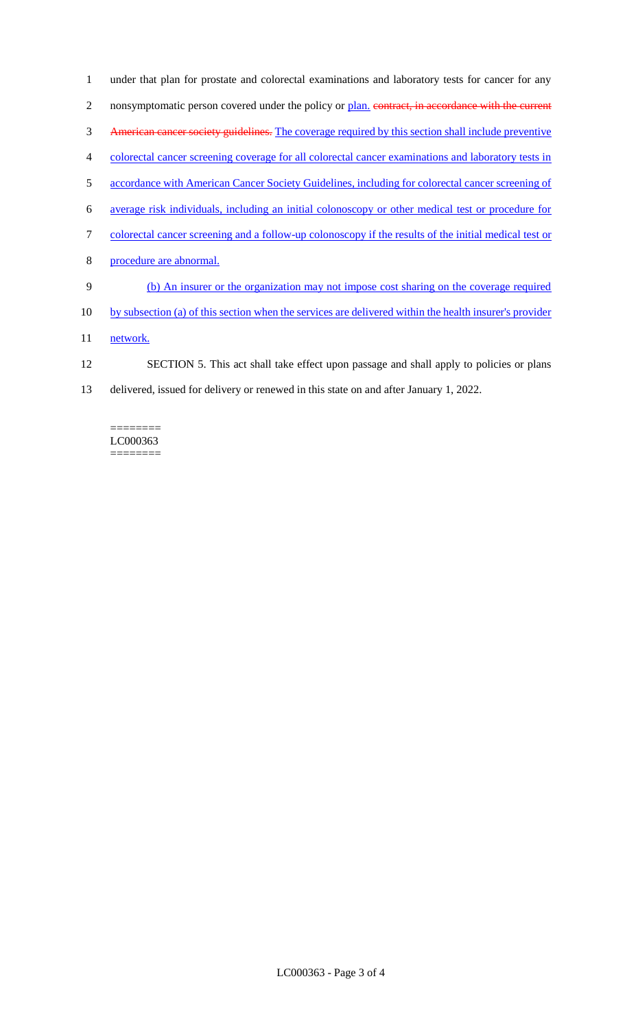under that plan for prostate and colorectal examinations and laboratory tests for cancer for any nonsymptomatic person covered under the policy or plan. ~~contract, in accordance with the current American cancer society guidelines.~~ The coverage required by this section shall include preventive colorectal cancer screening coverage for all colorectal cancer examinations and laboratory tests in accordance with American Cancer Society Guidelines, including for colorectal cancer screening of average risk individuals, including an initial colonoscopy or other medical test or procedure for colorectal cancer screening and a follow-up colonoscopy if the results of the initial medical test or procedure are abnormal.

(b) An insurer or the organization may not impose cost sharing on the coverage required by subsection (a) of this section when the services are delivered within the health insurer's provider network.

SECTION 5. This act shall take effect upon passage and shall apply to policies or plans delivered, issued for delivery or renewed in this state on and after January 1, 2022.

========
LC000363
========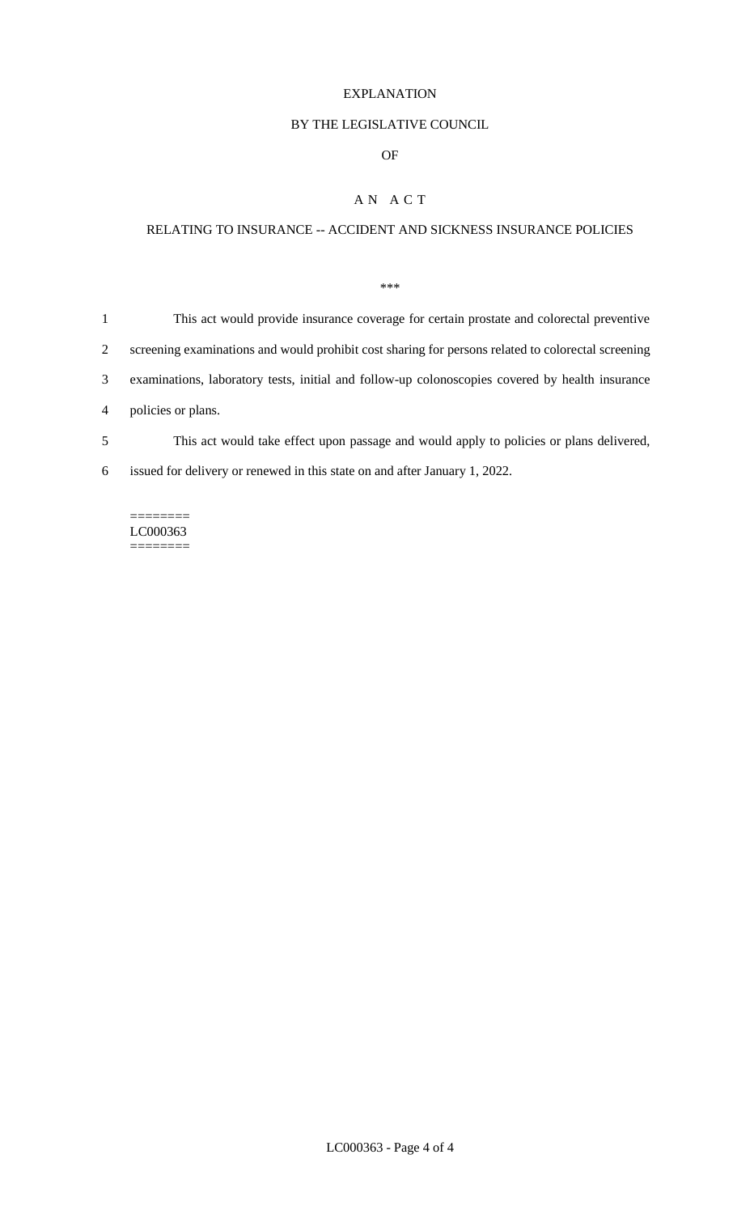EXPLANATION

BY THE LEGISLATIVE COUNCIL

OF

A N A C T

RELATING TO INSURANCE -- ACCIDENT AND SICKNESS INSURANCE POLICIES

\*\*\*

1 This act would provide insurance coverage for certain prostate and colorectal preventive
2 screening examinations and would prohibit cost sharing for persons related to colorectal screening
3 examinations, laboratory tests, initial and follow-up colonoscopies covered by health insurance
4 policies or plans.

5 This act would take effect upon passage and would apply to policies or plans delivered,
6 issued for delivery or renewed in this state on and after January 1, 2022.

========
LC000363
========